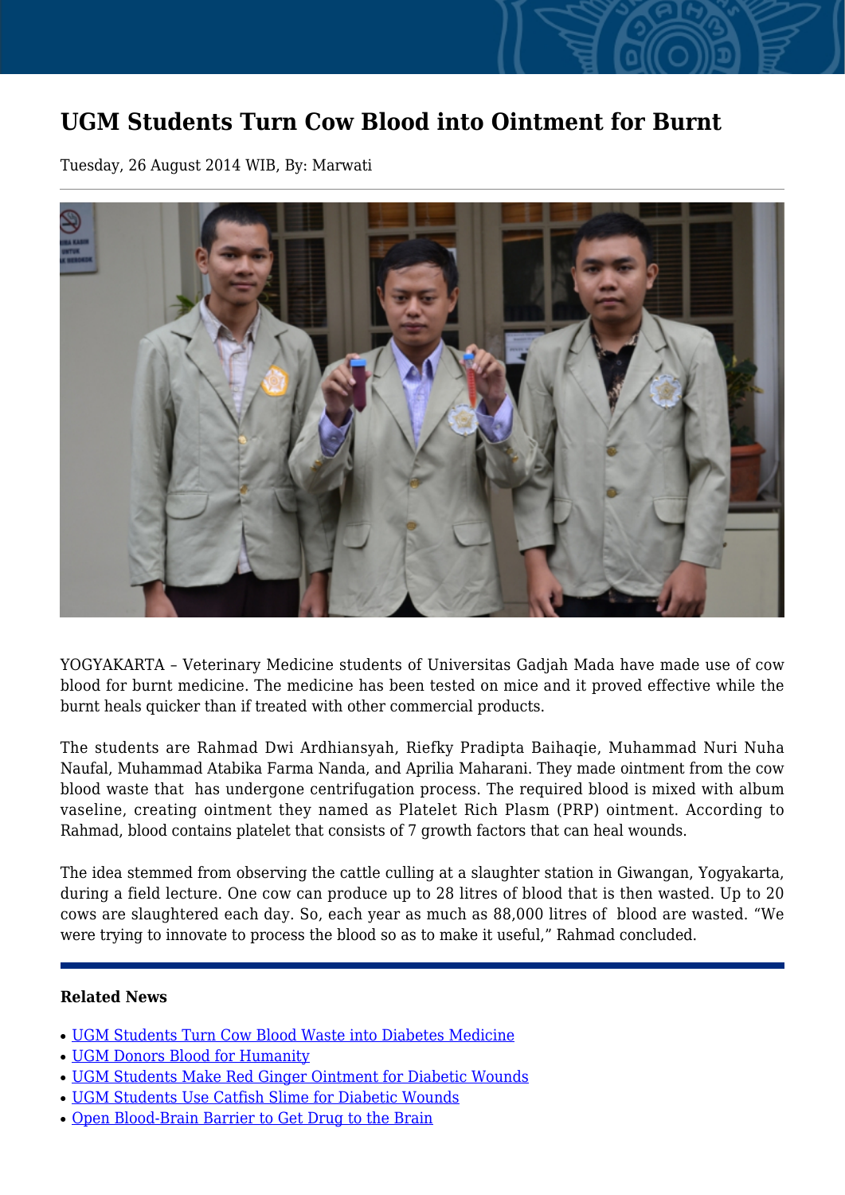# UGM Students Turn Cow Blood into Ointment for Burnt

Tuesday, 26 August 2014 WIB, By: Marwati

YOGYAKARTA – Veterinary Medicine students of Universitas Gadjah Mada have made use of cow blood for burnt medicine. The medicine has been tested on mice and it proved effective while the burnt heals quicker than if treated with other commercial products.

The students are Rahmad Dwi Ardhiansyah, Riefky Pradipta Baihaqie, Muhammad Nuri Nuha Naufal, Muhammad Atabika Farma Nanda, and Aprilia Maharani. They made ointment from the cow blood waste that has undergone centrifugation process. The required blood is mixed with album vaseline, creating ointment they named as Platelet Rich Plasm (PRP) ointment. According to Rahmad, blood contains platelet that consists of 7 growth factors that can heal wounds.

The idea stemmed from observing the cattle culling at a slaughter station in Giwangan, Yogyakarta, during a field lecture. One cow can produce up to 28 litres of blood that is then wasted. Up to 20 cows are slaughtered each day. So, each year as much as 88,000 litres of blood are wasted. "We were trying to innovate to process the blood so as to make it useful," Rahmad concluded.

**Related News**

- UGM Students Turn Cow Blood Waste into Diabetes Medicine
- UGM Donors Blood for Humanity
- UGM Students Make Red Ginger Ointment for Diabetic Wounds
- UGM Students Use Catfish Slime for Diabetic Wounds
- Open Blood-Brain Barrier to Get Drug to the Brain